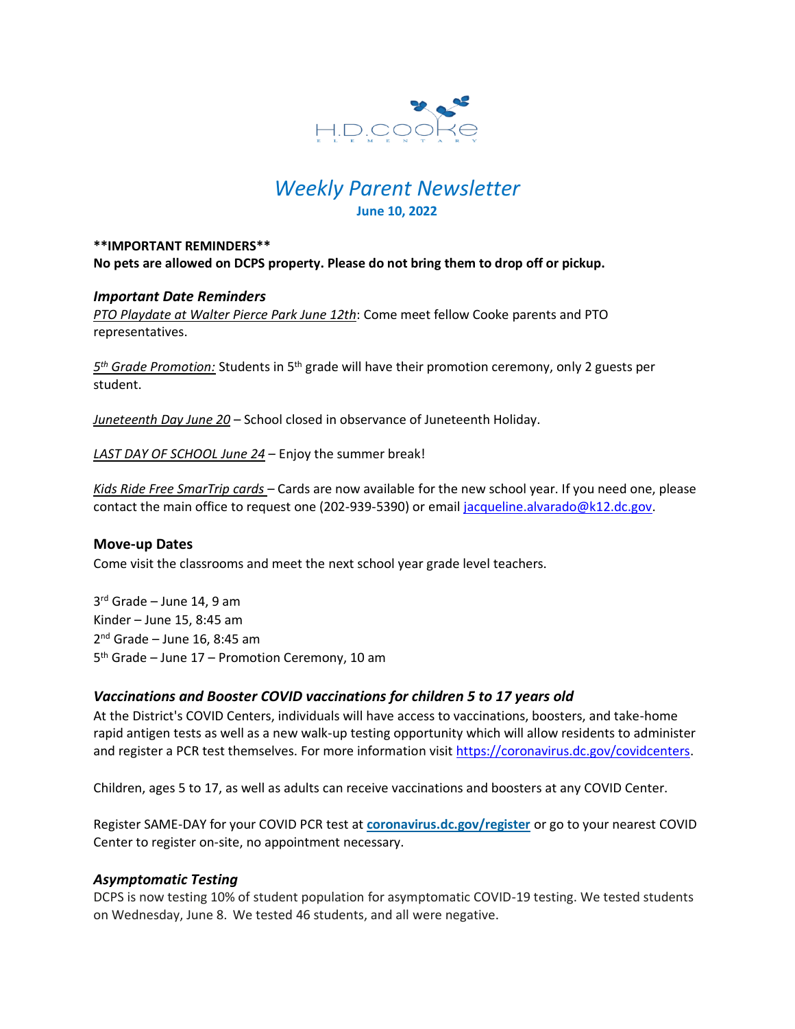H.D.COOKE ELEMENTARY

# *Weekly Parent Newsletter*

**June 10, 2022**

**\*\*IMPORTANT REMINDERS\*\***

**No pets are allowed on DCPS property. Please do not bring them to drop off or pickup.**

### *Important Date Reminders*

*PTO Playdate at Walter Pierce Park June 12th*: Come meet fellow Cooke parents and PTO representatives.

*5th Grade Promotion:* Students in 5th grade will have their promotion ceremony, only 2 guests per student.

*Juneteenth Day June 20* – School closed in observance of Juneteenth Holiday.

*LAST DAY OF SCHOOL June 24* – Enjoy the summer break!

*Kids Ride Free SmarTrip cards* – Cards are now available for the new school year. If you need one, please contact the main office to request one (202-939-5390) or email jacqueline.alvarado@k12.dc.gov.

### Move-up Dates

Come visit the classrooms and meet the next school year grade level teachers.

3rd Grade – June 14, 9 am
Kinder – June 15, 8:45 am
2nd Grade – June 16, 8:45 am
5th Grade – June 17 – Promotion Ceremony, 10 am

### *Vaccinations and Booster COVID vaccinations for children 5 to 17 years old*

At the District's COVID Centers, individuals will have access to vaccinations, boosters, and take-home rapid antigen tests as well as a new walk-up testing opportunity which will allow residents to administer and register a PCR test themselves. For more information visit https://coronavirus.dc.gov/covidcenters.

Children, ages 5 to 17, as well as adults can receive vaccinations and boosters at any COVID Center.

Register SAME-DAY for your COVID PCR test at **coronavirus.dc.gov/register** or go to your nearest COVID Center to register on-site, no appointment necessary.

### *Asymptomatic Testing*

DCPS is now testing 10% of student population for asymptomatic COVID-19 testing. We tested students on Wednesday, June 8. We tested 46 students, and all were negative.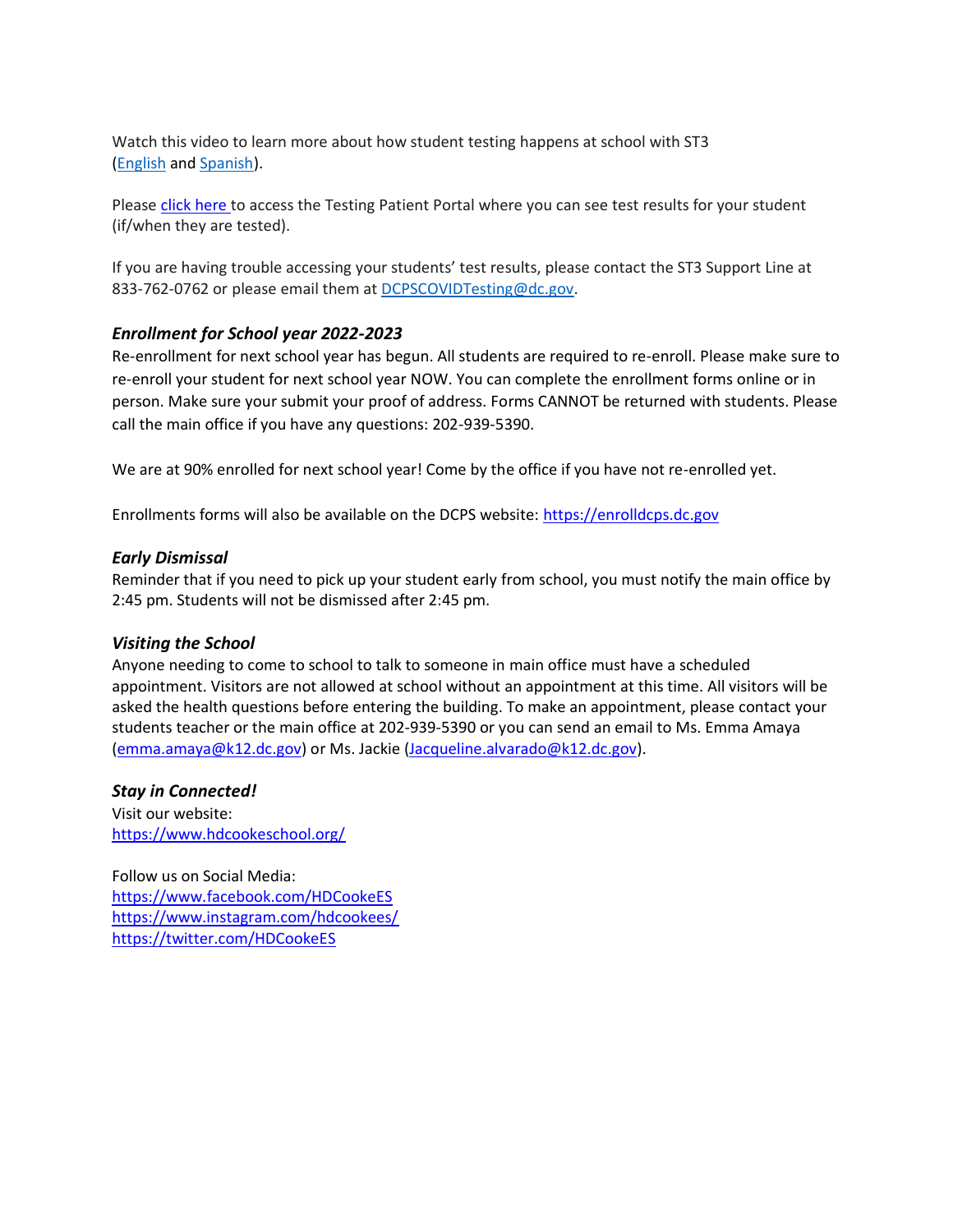Watch this video to learn more about how student testing happens at school with ST3 (English and Spanish).

Please click here to access the Testing Patient Portal where you can see test results for your student (if/when they are tested).

If you are having trouble accessing your students' test results, please contact the ST3 Support Line at 833-762-0762 or please email them at DCPSCOVIDTesting@dc.gov.

### *Enrollment for School year 2022-2023*

Re-enrollment for next school year has begun. All students are required to re-enroll. Please make sure to re-enroll your student for next school year NOW. You can complete the enrollment forms online or in person. Make sure your submit your proof of address. Forms CANNOT be returned with students. Please call the main office if you have any questions: 202-939-5390.

We are at 90% enrolled for next school year! Come by the office if you have not re-enrolled yet.

Enrollments forms will also be available on the DCPS website: https://enrolldcps.dc.gov

### *Early Dismissal*

Reminder that if you need to pick up your student early from school, you must notify the main office by 2:45 pm. Students will not be dismissed after 2:45 pm.

### *Visiting the School*

Anyone needing to come to school to talk to someone in main office must have a scheduled appointment. Visitors are not allowed at school without an appointment at this time. All visitors will be asked the health questions before entering the building. To make an appointment, please contact your students teacher or the main office at 202-939-5390 or you can send an email to Ms. Emma Amaya (emma.amaya@k12.dc.gov) or Ms. Jackie (Jacqueline.alvarado@k12.dc.gov).

### *Stay in Connected!*

Visit our website:
https://www.hdcookeschool.org/

Follow us on Social Media:
https://www.facebook.com/HDCookeES
https://www.instagram.com/hdcookees/
https://twitter.com/HDCookeES